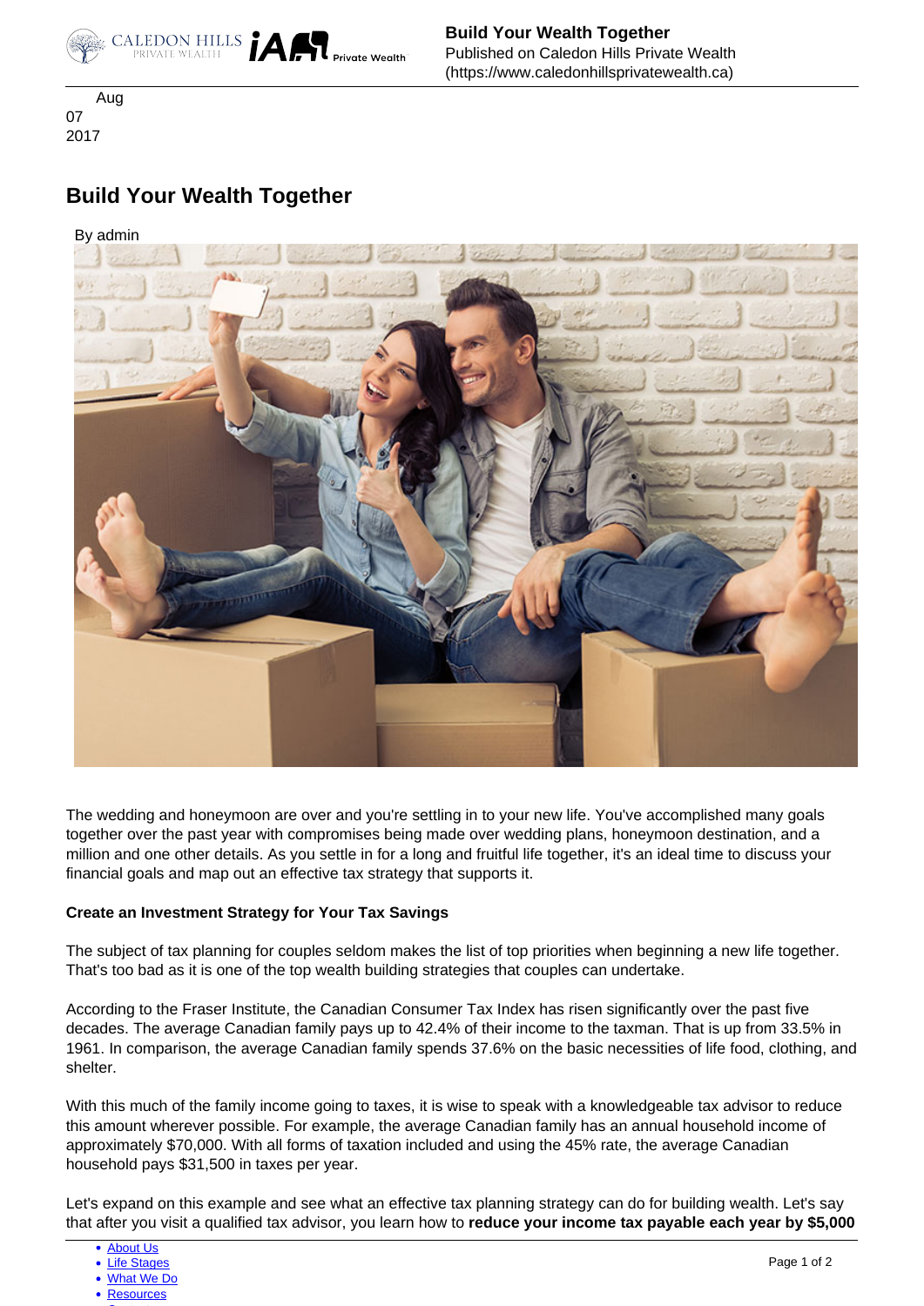Aug
07
2017

# Build Your Wealth Together

By admin

The wedding and honeymoon are over and you're settling in to your new life. You've accomplished many goals together over the past year with compromises being made over wedding plans, honeymoon destination, and a million and one other details. As you settle in for a long and fruitful life together, it's an ideal time to discuss your financial goals and map out an effective tax strategy that supports it.

**Create an Investment Strategy for Your Tax Savings**

The subject of tax planning for couples seldom makes the list of top priorities when beginning a new life together. That's too bad as it is one of the top wealth building strategies that couples can undertake.

According to the Fraser Institute, the Canadian Consumer Tax Index has risen significantly over the past five decades. The average Canadian family pays up to 42.4% of their income to the taxman. That is up from 33.5% in 1961. In comparison, the average Canadian family spends 37.6% on the basic necessities of life food, clothing, and shelter.

With this much of the family income going to taxes, it is wise to speak with a knowledgeable tax advisor to reduce this amount wherever possible. For example, the average Canadian family has an annual household income of approximately $70,000. With all forms of taxation included and using the 45% rate, the average Canadian household pays $31,500 in taxes per year.

Let's expand on this example and see what an effective tax planning strategy can do for building wealth. Let's say that after you visit a qualified tax advisor, you learn how to **reduce your income tax payable each year by $5,000**

- About Us
- Life Stages
- What We Do
- Resources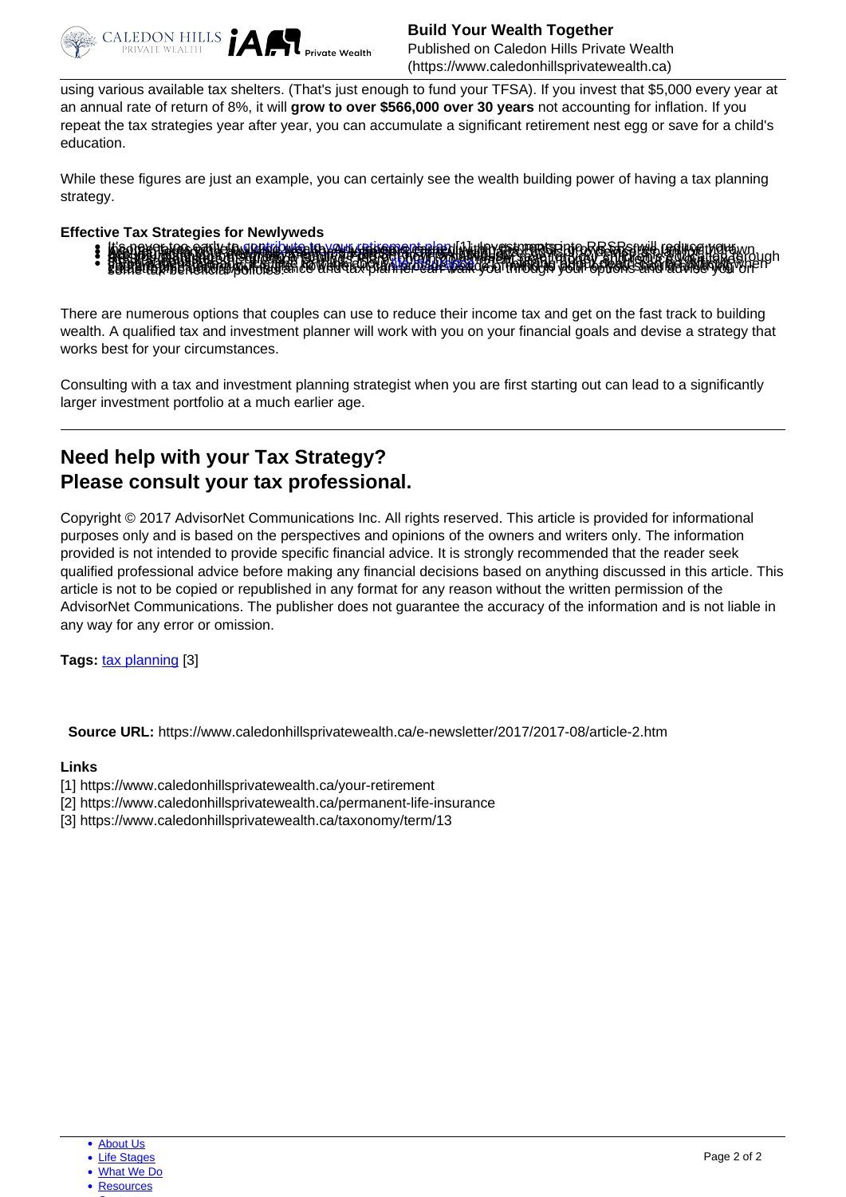using various available tax shelters. (That's just enough to fund your TFSA). If you invest that $5,000 every year at an annual rate of return of 8%, it will **grow to over $566,000 over 30 years** not accounting for inflation. If you repeat the tax strategies year after year, you can accumulate a significant retirement nest egg or save for a child's education.

While these figures are just an example, you can certainly see the wealth building power of having a tax planning strategy.

**Effective Tax Strategies for Newlyweds**

- It's never too early to [contribute to your retirement plan](https://www.caledonhillsprivatewealth.ca/your-retirement) [1]. Investments into RRSPs will reduce your ...
- ... [permanent life insurance](https://www.caledonhillsprivatewealth.ca/permanent-life-insurance) [2] ...
- ... some tax benefits ... policies ... and tax planner can walk you through your options and advise you on ...

There are numerous options that couples can use to reduce their income tax and get on the fast track to building wealth. A qualified tax and investment planner will work with you on your financial goals and devise a strategy that works best for your circumstances.

Consulting with a tax and investment planning strategist when you are first starting out can lead to a significantly larger investment portfolio at a much earlier age.

---

## Need help with your Tax Strategy? Please consult your tax professional.

Copyright © 2017 AdvisorNet Communications Inc. All rights reserved. This article is provided for informational purposes only and is based on the perspectives and opinions of the owners and writers only. The information provided is not intended to provide specific financial advice. It is strongly recommended that the reader seek qualified professional advice before making any financial decisions based on anything discussed in this article. This article is not to be copied or republished in any format for any reason without the written permission of the AdvisorNet Communications. The publisher does not guarantee the accuracy of the information and is not liable in any way for any error or omission.

**Tags:** [tax planning](https://www.caledonhillsprivatewealth.ca/taxonomy/term/13) [3]

**Source URL:** https://www.caledonhillsprivatewealth.ca/e-newsletter/2017/2017-08/article-2.htm

**Links**

[1] https://www.caledonhillsprivatewealth.ca/your-retirement
[2] https://www.caledonhillsprivatewealth.ca/permanent-life-insurance
[3] https://www.caledonhillsprivatewealth.ca/taxonomy/term/13